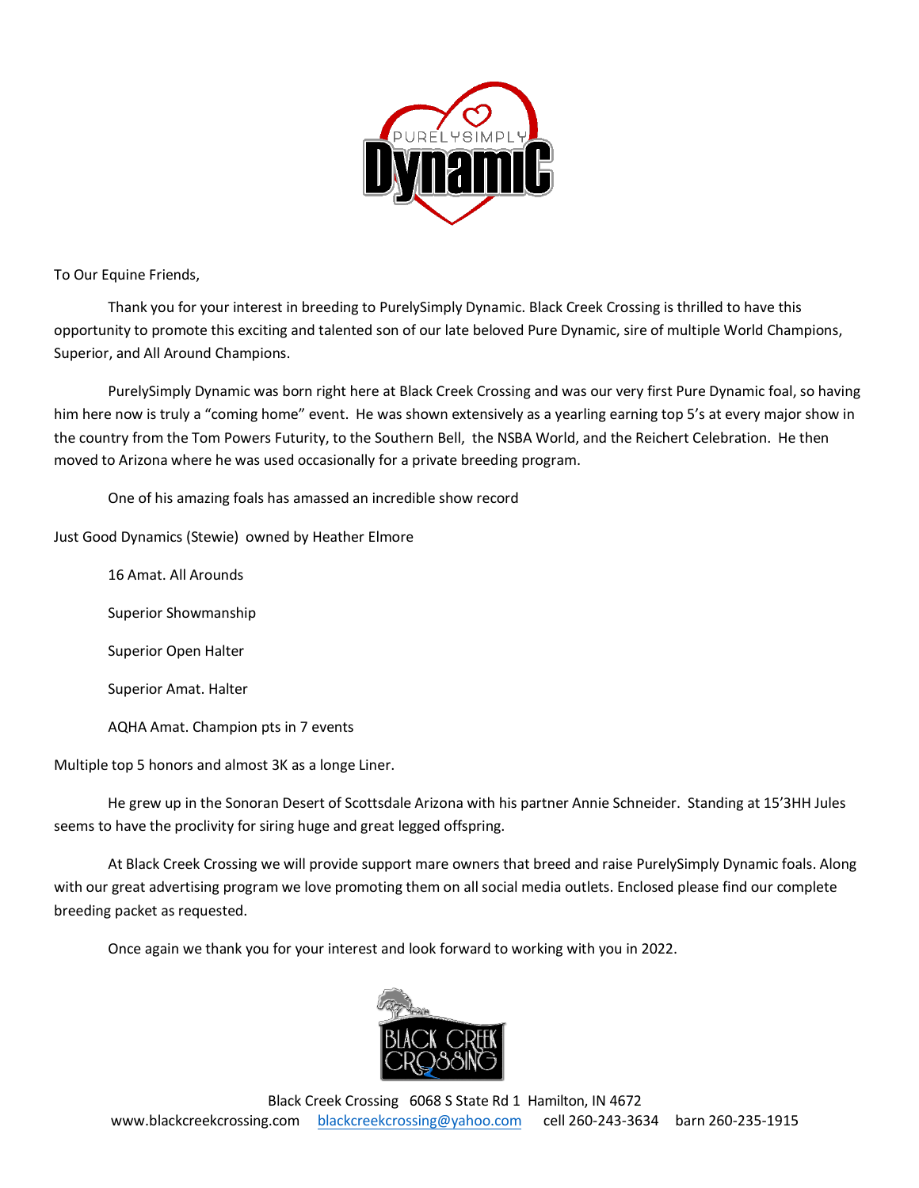To Our Equine Friends,

Thank you for your interest in breeding to PurelySimply Dynamic. Black Creek Crossing is thrilled to have this opportunity to promote this exciting and talented son of our late beloved Pure Dynamic, sire of multiple World Champions, Superior, and All Around Champions.

PurelySimply Dynamic was born right here at Black Creek Crossing and was our very first Pure Dynamic foal, so having him here now is truly a "coming home" event. He was shown extensively as a yearling earning top 5's at every major show in the country from the Tom Powers Futurity, to the Southern Bell, the NSBA World, and the Reichert Celebration. He then moved to Arizona where he was used occasionally for a private breeding program.

One of his amazing foals has amassed an incredible show record

Just Good Dynamics (Stewie) owned by Heather Elmore

16 Amat. All Arounds

Superior Showmanship

Superior Open Halter

Superior Amat. Halter

AQHA Amat. Champion pts in 7 events

Multiple top 5 honors and almost 3K as a longe Liner.

He grew up in the Sonoran Desert of Scottsdale Arizona with his partner Annie Schneider. Standing at 15'3HH Jules seems to have the proclivity for siring huge and great legged offspring.

At Black Creek Crossing we will provide support mare owners that breed and raise PurelySimply Dynamic foals. Along with our great advertising program we love promoting them on all social media outlets. Enclosed please find our complete breeding packet as requested.

Once again we thank you for your interest and look forward to working with you in 2022.

Black Creek Crossing 6068 S State Rd 1 Hamilton, IN 4672
www.blackcreekcrossing.com blackcreekcrossing@yahoo.com cell 260-243-3634 barn 260-235-1915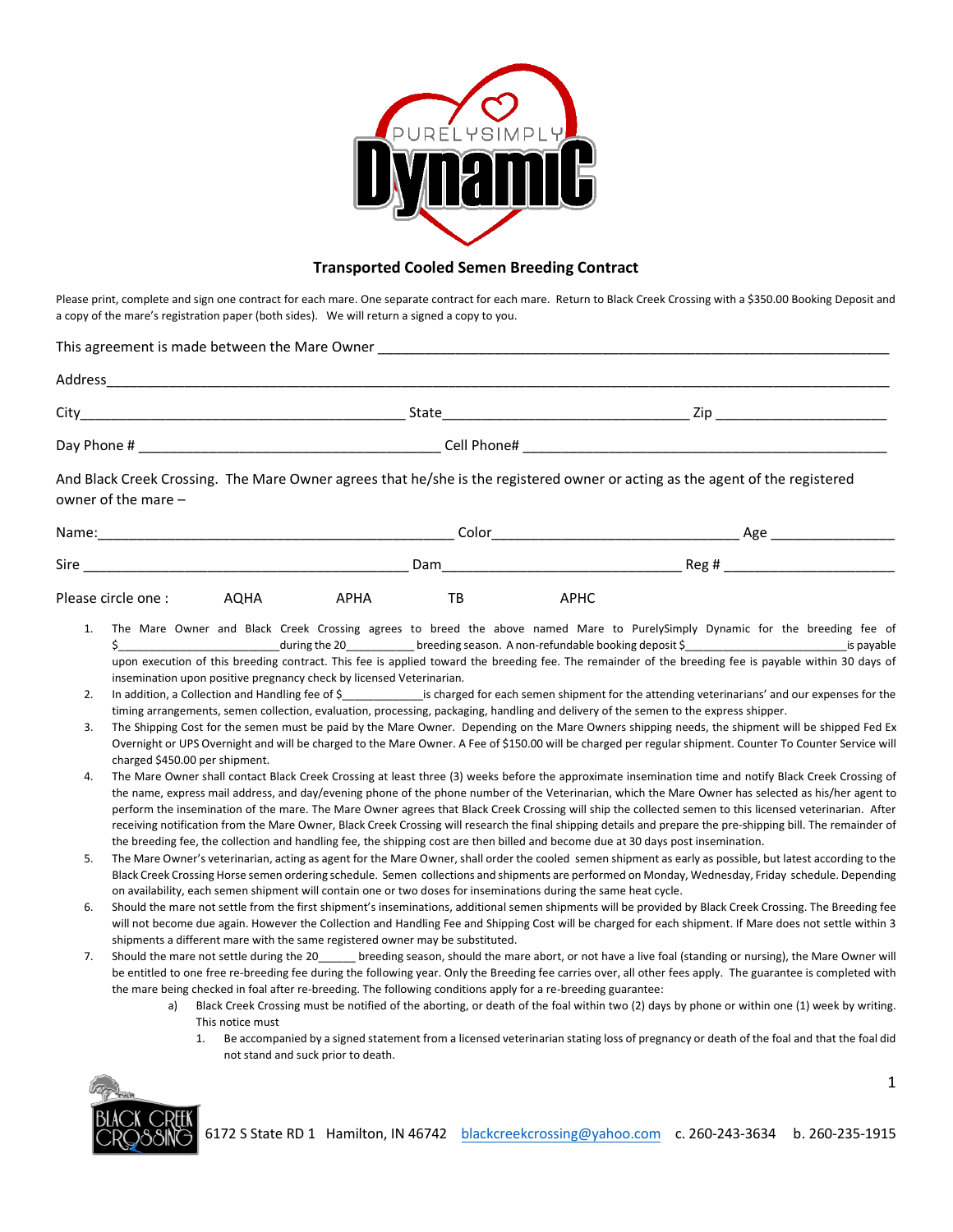## Transported Cooled Semen Breeding Contract

Please print, complete and sign one contract for each mare. One separate contract for each mare. Return to Black Creek Crossing with a $350.00 Booking Deposit and a copy of the mare's registration paper (both sides). We will return a signed a copy to you.

This agreement is made between the Mare Owner ________________________________________________

Address________________________________________________________________________________

City_______________________________ State________________________ Zip __________________

Day Phone # ______________________________ Cell Phone# ______________________________

And Black Creek Crossing. The Mare Owner agrees that he/she is the registered owner or acting as the agent of the registered owner of the mare –

Name:____________________________________ Color________________________ Age ____________

Sire ___________________________________ Dam________________________ Reg # _________________

Please circle one : AQHA APHA TB APHC

1. The Mare Owner and Black Creek Crossing agrees to breed the above named Mare to PurelySimply Dynamic for the breeding fee of $________________________during the 20__________ breeding season. A non-refundable booking deposit $________________________is payable upon execution of this breeding contract. This fee is applied toward the breeding fee. The remainder of the breeding fee is payable within 30 days of insemination upon positive pregnancy check by licensed Veterinarian.
2. In addition, a Collection and Handling fee of $_____________is charged for each semen shipment for the attending veterinarians' and our expenses for the timing arrangements, semen collection, evaluation, processing, packaging, handling and delivery of the semen to the express shipper.
3. The Shipping Cost for the semen must be paid by the Mare Owner. Depending on the Mare Owners shipping needs, the shipment will be shipped Fed Ex Overnight or UPS Overnight and will be charged to the Mare Owner. A Fee of $150.00 will be charged per regular shipment. Counter To Counter Service will charged $450.00 per shipment.
4. The Mare Owner shall contact Black Creek Crossing at least three (3) weeks before the approximate insemination time and notify Black Creek Crossing of the name, express mail address, and day/evening phone of the phone number of the Veterinarian, which the Mare Owner has selected as his/her agent to perform the insemination of the mare. The Mare Owner agrees that Black Creek Crossing will ship the collected semen to this licensed veterinarian. After receiving notification from the Mare Owner, Black Creek Crossing will research the final shipping details and prepare the pre-shipping bill. The remainder of the breeding fee, the collection and handling fee, the shipping cost are then billed and become due at 30 days post insemination.
5. The Mare Owner's veterinarian, acting as agent for the Mare Owner, shall order the cooled semen shipment as early as possible, but latest according to the Black Creek Crossing Horse semen ordering schedule. Semen collections and shipments are performed on Monday, Wednesday, Friday schedule. Depending on availability, each semen shipment will contain one or two doses for inseminations during the same heat cycle.
6. Should the mare not settle from the first shipment's inseminations, additional semen shipments will be provided by Black Creek Crossing. The Breeding fee will not become due again. However the Collection and Handling Fee and Shipping Cost will be charged for each shipment. If Mare does not settle within 3 shipments a different mare with the same registered owner may be substituted.
7. Should the mare not settle during the 20______ breeding season, should the mare abort, or not have a live foal (standing or nursing), the Mare Owner will be entitled to one free re-breeding fee during the following year. Only the Breeding fee carries over, all other fees apply. The guarantee is completed with the mare being checked in foal after re-breeding. The following conditions apply for a re-breeding guarantee:
   a) Black Creek Crossing must be notified of the aborting, or death of the foal within two (2) days by phone or within one (1) week by writing. This notice must
      1. Be accompanied by a signed statement from a licensed veterinarian stating loss of pregnancy or death of the foal and that the foal did not stand and suck prior to death.

6172 S State RD 1 Hamilton, IN 46742 blackcreekcrossing@yahoo.com c. 260-243-3634 b. 260-235-1915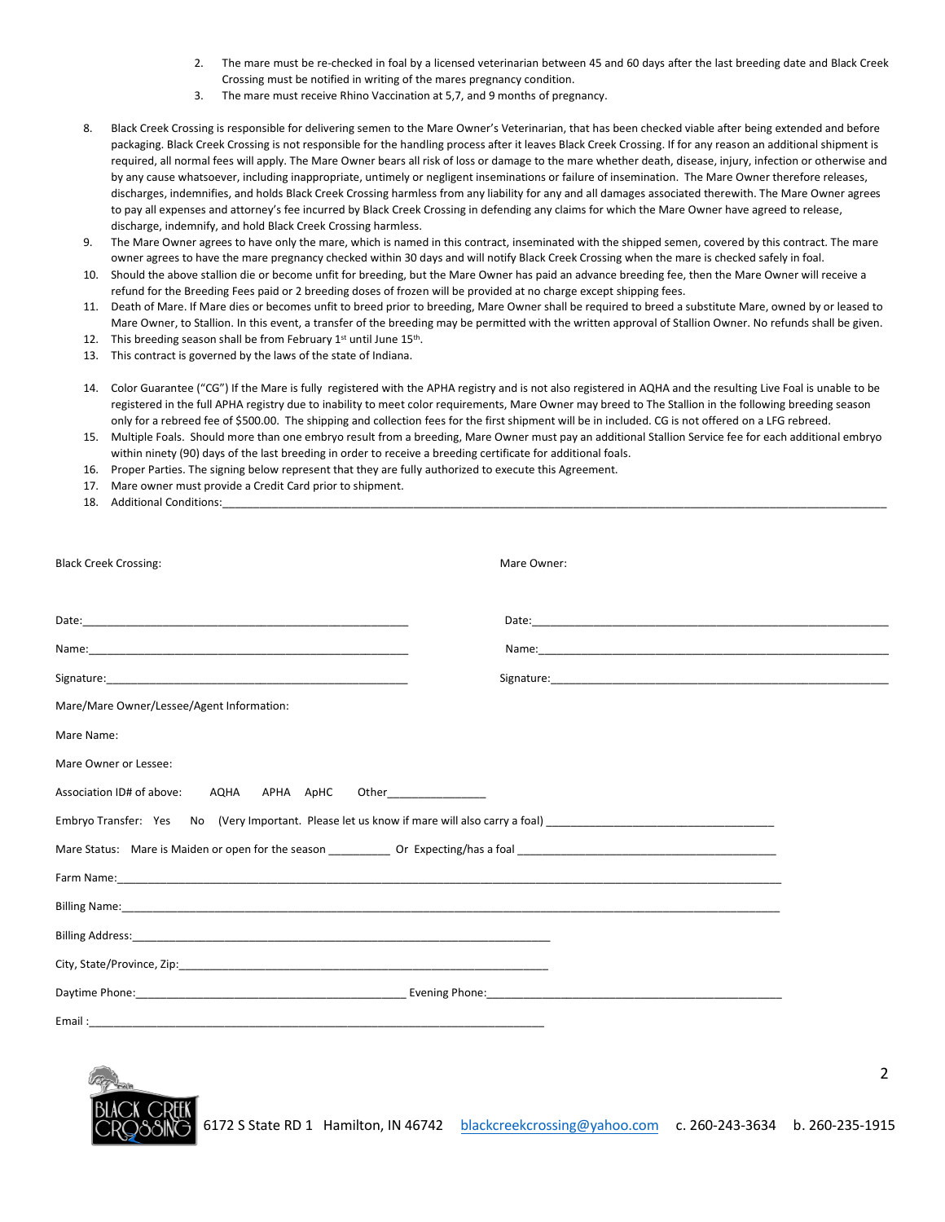2. The mare must be re-checked in foal by a licensed veterinarian between 45 and 60 days after the last breeding date and Black Creek Crossing must be notified in writing of the mares pregnancy condition.
3. The mare must receive Rhino Vaccination at 5,7, and 9 months of pregnancy.

8. Black Creek Crossing is responsible for delivering semen to the Mare Owner's Veterinarian, that has been checked viable after being extended and before packaging. Black Creek Crossing is not responsible for the handling process after it leaves Black Creek Crossing. If for any reason an additional shipment is required, all normal fees will apply. The Mare Owner bears all risk of loss or damage to the mare whether death, disease, injury, infection or otherwise and by any cause whatsoever, including inappropriate, untimely or negligent inseminations or failure of insemination. The Mare Owner therefore releases, discharges, indemnifies, and holds Black Creek Crossing harmless from any liability for any and all damages associated therewith. The Mare Owner agrees to pay all expenses and attorney's fee incurred by Black Creek Crossing in defending any claims for which the Mare Owner have agreed to release, discharge, indemnify, and hold Black Creek Crossing harmless.
9. The Mare Owner agrees to have only the mare, which is named in this contract, inseminated with the shipped semen, covered by this contract. The mare owner agrees to have the mare pregnancy checked within 30 days and will notify Black Creek Crossing when the mare is checked safely in foal.
10. Should the above stallion die or become unfit for breeding, but the Mare Owner has paid an advance breeding fee, then the Mare Owner will receive a refund for the Breeding Fees paid or 2 breeding doses of frozen will be provided at no charge except shipping fees.
11. Death of Mare. If Mare dies or becomes unfit to breed prior to breeding, Mare Owner shall be required to breed a substitute Mare, owned by or leased to Mare Owner, to Stallion. In this event, a transfer of the breeding may be permitted with the written approval of Stallion Owner. No refunds shall be given.
12. This breeding season shall be from February 1st until June 15th.
13. This contract is governed by the laws of the state of Indiana.

14. Color Guarantee ("CG") If the Mare is fully registered with the APHA registry and is not also registered in AQHA and the resulting Live Foal is unable to be registered in the full APHA registry due to inability to meet color requirements, Mare Owner may breed to The Stallion in the following breeding season only for a rebreed fee of $500.00. The shipping and collection fees for the first shipment will be in included. CG is not offered on a LFG rebreed.
15. Multiple Foals. Should more than one embryo result from a breeding, Mare Owner must pay an additional Stallion Service fee for each additional embryo within ninety (90) days of the last breeding in order to receive a breeding certificate for additional foals.
16. Proper Parties. The signing below represent that they are fully authorized to execute this Agreement.
17. Mare owner must provide a Credit Card prior to shipment.
18. Additional Conditions:____________________________________________

Black Creek Crossing:

Date:____________________________

Name:____________________________

Signature:_________________________

Mare Owner:

Date:____________________________

Name:____________________________

Signature:_________________________

Mare/Mare Owner/Lessee/Agent Information:

Mare Name:

Mare Owner or Lessee:

Association ID# of above: AQHA APHA ApHC Other________________

Embryo Transfer: Yes No (Very Important. Please let us know if mare will also carry a foal) ____________________

Mare Status: Mare is Maiden or open for the season __________ Or Expecting/has a foal ____________________

Farm Name:____________________________________________

Billing Name:____________________________________________

Billing Address:___________________________________

City, State/Province, Zip:___________________________

Daytime Phone:_________________________ Evening Phone:_________________________

Email :___________________________________

6172 S State RD 1 Hamilton, IN 46742 blackcreekcrossing@yahoo.com c. 260-243-3634 b. 260-235-1915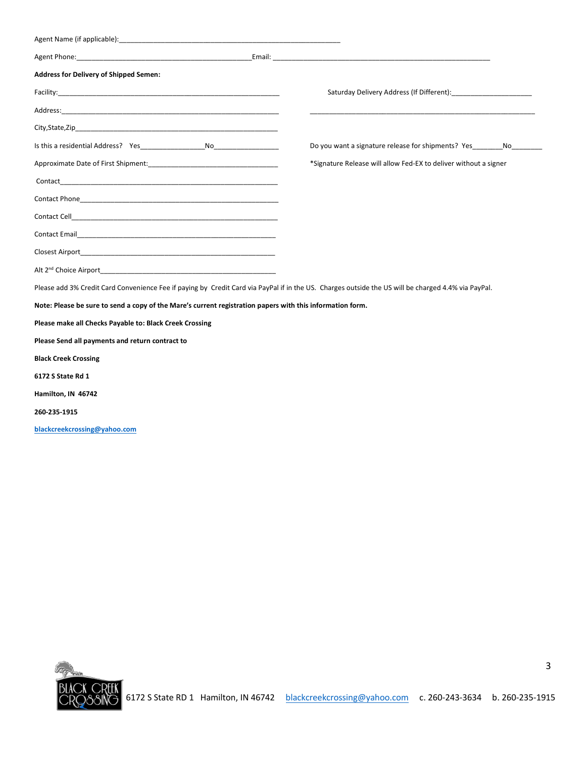Agent Name (if applicable):_______________________________________________________________

Agent Phone:_______________________________________________Email: ___________________________________________________________

**Address for Delivery of Shipped Semen:**

Facility:_______________________________________________________________

Saturday Delivery Address (If Different):_____________________

Address:_______________________________________________________________

_______________________________________________________________

City,State,Zip_______________________________________________________________

Is this a residential Address? Yes_________________No_________________

Do you want a signature release for shipments? Yes________No________

Approximate Date of First Shipment:___________________________________

*Signature Release will allow Fed-EX to deliver without a signer

Contact_______________________________________________________________

Contact Phone_______________________________________________________________

Contact Cell_______________________________________________________________

Contact Email_______________________________________________________________

Closest Airport_______________________________________________________________

Alt 2nd Choice Airport_________________________________________________

Please add 3% Credit Card Convenience Fee if paying by Credit Card via PayPal if in the US. Charges outside the US will be charged 4.4% via PayPal.

**Note: Please be sure to send a copy of the Mare's current registration papers with this information form.**

**Please make all Checks Payable to: Black Creek Crossing**

**Please Send all payments and return contract to**

**Black Creek Crossing**

**6172 S State Rd 1**

**Hamilton, IN 46742**

**260-235-1915**

**blackcreekcrossing@yahoo.com**